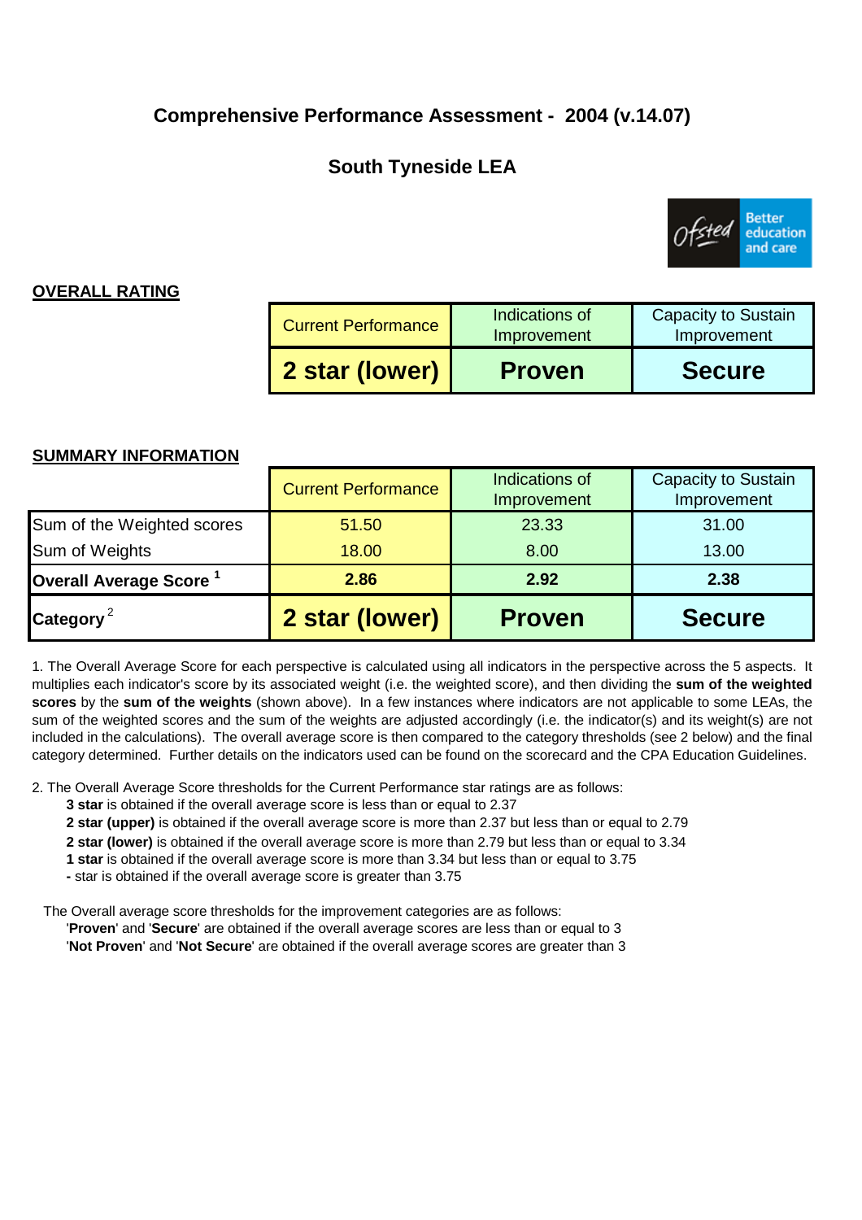# Comprehensive Performance Assessment - 2004 (v.14.07)

## South Tyneside LEA

**OVERALL RATING**

| Current Performance | Indications of Improvement | Capacity to Sustain Improvement |
|---|---|---|
| **2 star (lower)** | **Proven** | **Secure** |

**SUMMARY INFORMATION**

| | Current Performance | Indications of Improvement | Capacity to Sustain Improvement |
|---|---|---|---|
| Sum of the Weighted scores | 51.50 | 23.33 | 31.00 |
| Sum of Weights | 18.00 | 8.00 | 13.00 |
| **Overall Average Score** [1] | **2.86** | **2.92** | **2.38** |
| **Category** [2] | **2 star (lower)** | **Proven** | **Secure** |

1. The Overall Average Score for each perspective is calculated using all indicators in the perspective across the 5 aspects. It multiplies each indicator's score by its associated weight (i.e. the weighted score), and then dividing the **sum of the weighted scores** by the **sum of the weights** (shown above). In a few instances where indicators are not applicable to some LEAs, the sum of the weighted scores and the sum of the weights are adjusted accordingly (i.e. the indicator(s) and its weight(s) are not included in the calculations). The overall average score is then compared to the category thresholds (see 2 below) and the final category determined. Further details on the indicators used can be found on the scorecard and the CPA Education Guidelines.

2. The Overall Average Score thresholds for the Current Performance star ratings are as follows:
   - **3 star** is obtained if the overall average score is less than or equal to 2.37
   - **2 star (upper)** is obtained if the overall average score is more than 2.37 but less than or equal to 2.79
   - **2 star (lower)** is obtained if the overall average score is more than 2.79 but less than or equal to 3.34
   - **1 star** is obtained if the overall average score is more than 3.34 but less than or equal to 3.75
   - **-** star is obtained if the overall average score is greater than 3.75

   The Overall average score thresholds for the improvement categories are as follows:
   - '**Proven**' and '**Secure**' are obtained if the overall average scores are less than or equal to 3
   - '**Not Proven**' and '**Not Secure**' are obtained if the overall average scores are greater than 3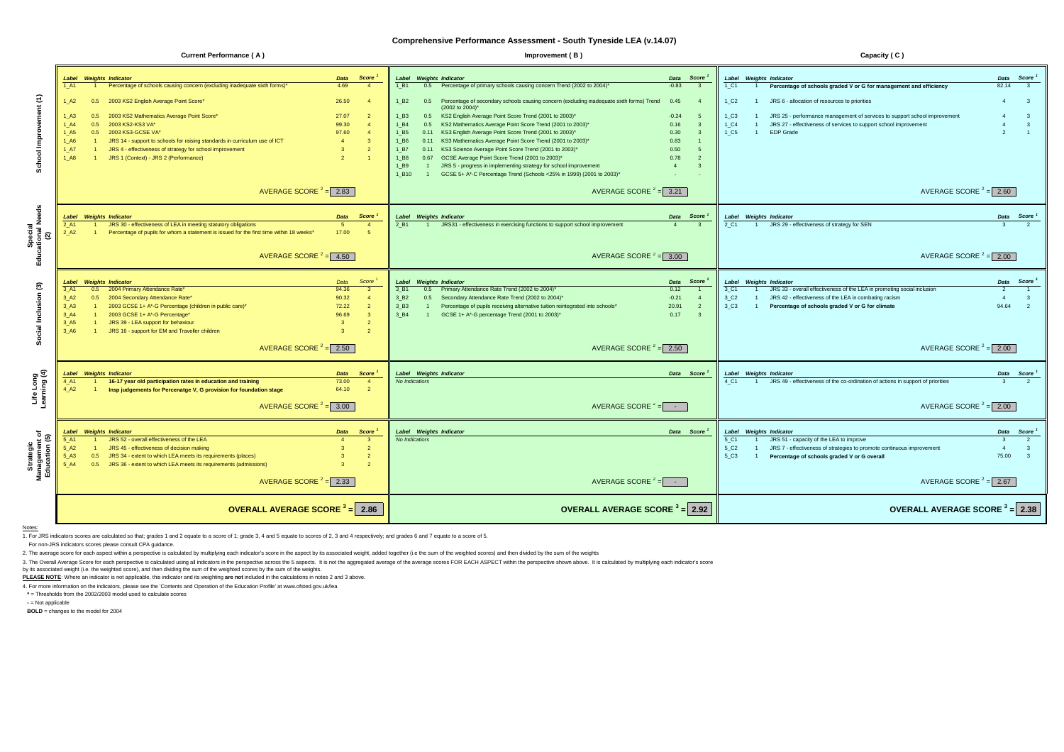# Comprehensive Performance Assessment - South Tyneside LEA (v.14.07)

## School Improvement (1)

### Current Performance ( A )

| Label | Weights | Indicator | Data | Score [1] |
|---|---|---|---|---|
| 1_A1 | 1 | Percentage of schools causing concern (excluding inadequate sixth forms)* | 4.69 | 4 |
| 1_A2 | 0.5 | 2003 KS2 English Average Point Score* | 26.50 | 4 |
| 1_A3 | 0.5 | 2003 KS2 Mathematics Average Point Score* | 27.07 | 2 |
| 1_A4 | 0.5 | 2003 KS2-KS3 VA* | 99.30 | 4 |
| 1_A5 | 0.5 | 2003 KS3-GCSE VA* | 97.60 | 4 |
| 1_A6 | 1 | JRS 14 - support to schools for raising standards in curriculum use of ICT | 4 | 3 |
| 1_A7 | 1 | JRS 4 - effectiveness of strategy for school improvement | 3 | 2 |
| 1_A8 | 1 | JRS 1 (Context) - JRS 2 (Performance) | 2 | 1 |

AVERAGE SCORE [2] = 2.83

### Improvement ( B )

| Label | Weights | Indicator | Data | Score [1] |
|---|---|---|---|---|
| 1_B1 | 0.5 | Percentage of primary schools causing concern Trend (2002 to 2004)* | -0.83 | 3 |
| 1_B2 | 0.5 | Percentage of secondary schools causing concern (excluding inadequate sixth forms) Trend (2002 to 2004)* | 0.45 | 4 |
| 1_B3 | 0.5 | KS2 English Average Point Score Trend (2001 to 2003)* | -0.24 | 5 |
| 1_B4 | 0.5 | KS2 Mathematics Average Point Score Trend (2001 to 2003)* | 0.16 | 3 |
| 1_B5 | 0.11 | KS3 English Average Point Score Trend (2001 to 2003)* | 0.30 | 3 |
| 1_B6 | 0.11 | KS3 Mathematics Average Point Score Trend (2001 to 2003)* | 0.83 | 1 |
| 1_B7 | 0.11 | KS3 Science Average Point Score Trend (2001 to 2003)* | 0.50 | 5 |
| 1_B8 | 0.67 | GCSE Average Point Score Trend (2001 to 2003)* | 0.78 | 2 |
| 1_B9 | 1 | JRS 5 - progress in implementing strategy for school improvement | 4 | 3 |
| 1_B10 | 1 | GCSE 5+ A*-C Percentage Trend (Schools <25% in 1999) (2001 to 2003)* | - | - |

AVERAGE SCORE [2] = 3.21

### Capacity ( C )

| Label | Weights | Indicator | Data | Score [1] |
|---|---|---|---|---|
| 1_C1 | 1 | **Percentage of schools graded V or G for management and efficiency** | 82.14 | 3 |
| 1_C2 | 1 | JRS 6 - allocation of resources to priorities | 4 | 3 |
| 1_C3 | 1 | JRS 25 - performance management of services to support school improvement | 4 | 3 |
| 1_C4 | 1 | JRS 27 - effectiveness of services to support school improvement | 4 | 3 |
| 1_C5 | 1 | EDP Grade | 2 | 1 |

AVERAGE SCORE [2] = 2.60

## Special Educational Needs (2)

### Current Performance ( A )

| Label | Weights | Indicator | Data | Score [1] |
|---|---|---|---|---|
| 2_A1 | 1 | JRS 30 - effectiveness of LEA in meeting statutory obligations | 5 | 4 |
| 2_A2 | 1 | Percentage of pupils for whom a statement is issued for the first time within 18 weeks* | 17.00 | 5 |

AVERAGE SCORE [2] = 4.50

### Improvement ( B )

| Label | Weights | Indicator | Data | Score [1] |
|---|---|---|---|---|
| 2_B1 | 1 | JRS31 - effectiveness in exercising functions to support school improvement | 4 | 3 |

AVERAGE SCORE [2] = 3.00

### Capacity ( C )

| Label | Weights | Indicator | Data | Score [1] |
|---|---|---|---|---|
| 2_C1 | 1 | JRS 29 - effectiveness of strategy for SEN | 3 | 2 |

AVERAGE SCORE [2] = 2.00

## Social Inclusion (3)

### Current Performance ( A )

| Label | Weights | Indicator | Data | Score [1] |
|---|---|---|---|---|
| 3_A1 | 0.5 | 2004 Primary Attendance Rate* | 94.36 | 3 |
| 3_A2 | 0.5 | 2004 Secondary Attendance Rate* | 90.32 | 4 |
| 3_A3 | 1 | 2003 GCSE 1+ A*-G Percentage (children in public care)* | 72.22 | 2 |
| 3_A4 | 1 | 2003 GCSE 1+ A*-G Percentage* | 96.69 | 3 |
| 3_A5 | 1 | JRS 39 - LEA support for behaviour | 3 | 2 |
| 3_A6 | 1 | JRS 16 - support for EM and Traveller children | 3 | 2 |

AVERAGE SCORE [2] = 2.50

### Improvement ( B )

| Label | Weights | Indicator | Data | Score [1] |
|---|---|---|---|---|
| 3_B1 | 0.5 | Primary Attendance Rate Trend (2002 to 2004)* | 0.12 | 1 |
| 3_B2 | 0.5 | Secondary Attendance Rate Trend (2002 to 2004)* | -0.21 | 4 |
| 3_B3 | 1 | Percentage of pupils receiving alternative tuition reintegrated into schools* | 20.91 | 2 |
| 3_B4 | 1 | GCSE 1+ A*-G percentage Trend (2001 to 2003)* | 0.17 | 3 |

AVERAGE SCORE [2] = 2.50

### Capacity ( C )

| Label | Weights | Indicator | Data | Score [1] |
|---|---|---|---|---|
| 3_C1 | 1 | JRS 33 - overall effectiveness of the LEA in promoting social inclusion | 2 | 1 |
| 3_C2 | 1 | JRS 42 - effectiveness of the LEA in combating racism | 4 | 3 |
| 3_C3 | 1 | **Percentage of schools graded V or G for climate** | 94.64 | 2 |

AVERAGE SCORE [2] = 2.00

## Life Long Learning (4)

### Current Performance ( A )

| Label | Weights | Indicator | Data | Score [1] |
|---|---|---|---|---|
| 4_A1 | 1 | **16-17 year old participation rates in education and training** | 73.00 | 4 |
| 4_A2 | 1 | **Insp judgements for Percenatge V, G provision for foundation stage** | 64.10 | 2 |

AVERAGE SCORE [2] = 3.00

### Improvement ( B )

| Label | Weights | Indicator | Data | Score [1] |
|---|---|---|---|---|
| *No Indicators* | | | | |

AVERAGE SCORE [2] = -

### Capacity ( C )

| Label | Weights | Indicator | Data | Score [1] |
|---|---|---|---|---|
| 4_C1 | 1 | JRS 49 - effectiveness of the co-ordination of actions in support of priorities | 3 | 2 |

AVERAGE SCORE [2] = 2.00

## Strategic Management of Education (5)

### Current Performance ( A )

| Label | Weights | Indicator | Data | Score [1] |
|---|---|---|---|---|
| 5_A1 | 1 | JRS 52 - overall effectiveness of the LEA | 4 | 3 |
| 5_A2 | 1 | JRS 45 - effectiveness of decision making | 3 | 2 |
| 5_A3 | 0.5 | JRS 34 - extent to which LEA meets its requirements (places) | 3 | 2 |
| 5_A4 | 0.5 | JRS 36 - extent to which LEA meets its requirements (admissions) | 3 | 2 |

AVERAGE SCORE [2] = 2.33

### Improvement ( B )

| Label | Weights | Indicator | Data | Score [1] |
|---|---|---|---|---|
| *No Indicators* | | | | |

AVERAGE SCORE [2] = -

### Capacity ( C )

| Label | Weights | Indicator | Data | Score [1] |
|---|---|---|---|---|
| 5_C1 | 1 | JRS 51 - capacity of the LEA to improve | 3 | 2 |
| 5_C2 | 1 | JRS 7 - effectiveness of strategies to promote continuous improvement | 4 | 3 |
| 5_C3 | 1 | **Percentage of schools graded V or G overall** | 75.00 | 3 |

AVERAGE SCORE [2] = 2.67

## Overall

| Current Performance ( A ) | Improvement ( B ) | Capacity ( C ) |
|---|---|---|
| **OVERALL AVERAGE SCORE [3] = 2.86** | **OVERALL AVERAGE SCORE [3] = 2.92** | **OVERALL AVERAGE SCORE [3] = 2.38** |

Notes:

1. For JRS indicators scores are calculated so that; grades 1 and 2 equate to a score of 1; grade 3, 4 and 5 equate to scores of 2, 3 and 4 respectively; and grades 6 and 7 equate to a score of 5.
   For non-JRS indicators scores please consult CPA guidance.

2. The average score for each aspect within a perspective is calculated by multiplying each indicator's score in the aspect by its associated weight, added together (i.e the sum of the weighted scores) and then divided by the sum of the weights

3. The Overall Average Score for each perspective is calculated using all indicators in the perspective across the 5 aspects. It is not the aggregated average of the average scores FOR EACH ASPECT within the perspective shown above. It is calculated by multiplying each indicator's score by its associated weight (i.e. the weighted score), and then dividing the sum of the weighted scores by the sum of the weights.

**PLEASE NOTE**: Where an indicator is not applicable, this indicator and its weighting **are not** included in the calculations in notes 2 and 3 above.

4. For more information on the indicators, please see the 'Contents and Operation of the Education Profile' at www.ofsted.gov.uk/lea

\* = Thresholds from the 2002/2003 model used to calculate scores

\- = Not applicable

**BOLD** = changes to the model for 2004